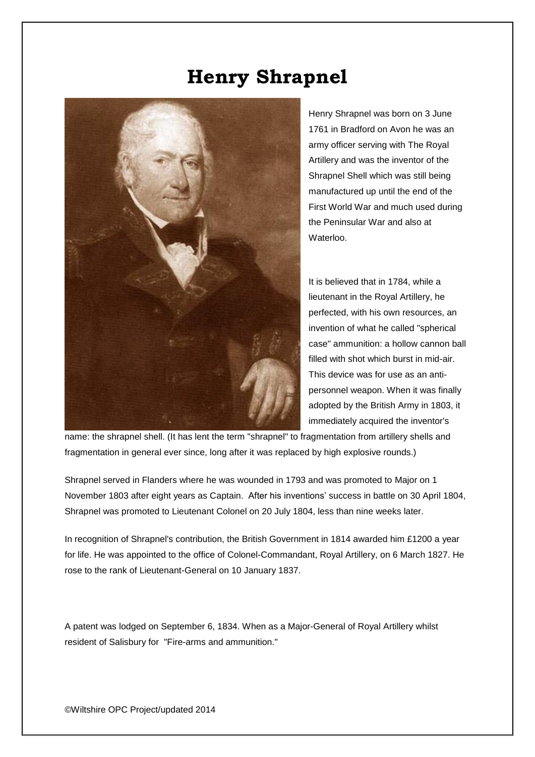# Henry Shrapnel

Henry Shrapnel was born on 3 June 1761 in Bradford on Avon he was an army officer serving with The Royal Artillery and was the inventor of the Shrapnel Shell which was still being manufactured up until the end of the First World War and much used during the Peninsular War and also at Waterloo.

It is believed that in 1784, while a lieutenant in the Royal Artillery, he perfected, with his own resources, an invention of what he called "spherical case" ammunition: a hollow cannon ball filled with shot which burst in mid-air. This device was for use as an anti-personnel weapon. When it was finally adopted by the British Army in 1803, it immediately acquired the inventor's name: the shrapnel shell. (It has lent the term "shrapnel" to fragmentation from artillery shells and fragmentation in general ever since, long after it was replaced by high explosive rounds.)

Shrapnel served in Flanders where he was wounded in 1793 and was promoted to Major on 1 November 1803 after eight years as Captain. After his inventions' success in battle on 30 April 1804, Shrapnel was promoted to Lieutenant Colonel on 20 July 1804, less than nine weeks later.

In recognition of Shrapnel's contribution, the British Government in 1814 awarded him £1200 a year for life. He was appointed to the office of Colonel-Commandant, Royal Artillery, on 6 March 1827. He rose to the rank of Lieutenant-General on 10 January 1837.

A patent was lodged on September 6, 1834. When as a Major-General of Royal Artillery whilst resident of Salisbury for "Fire-arms and ammunition."

©Wiltshire OPC Project/updated 2014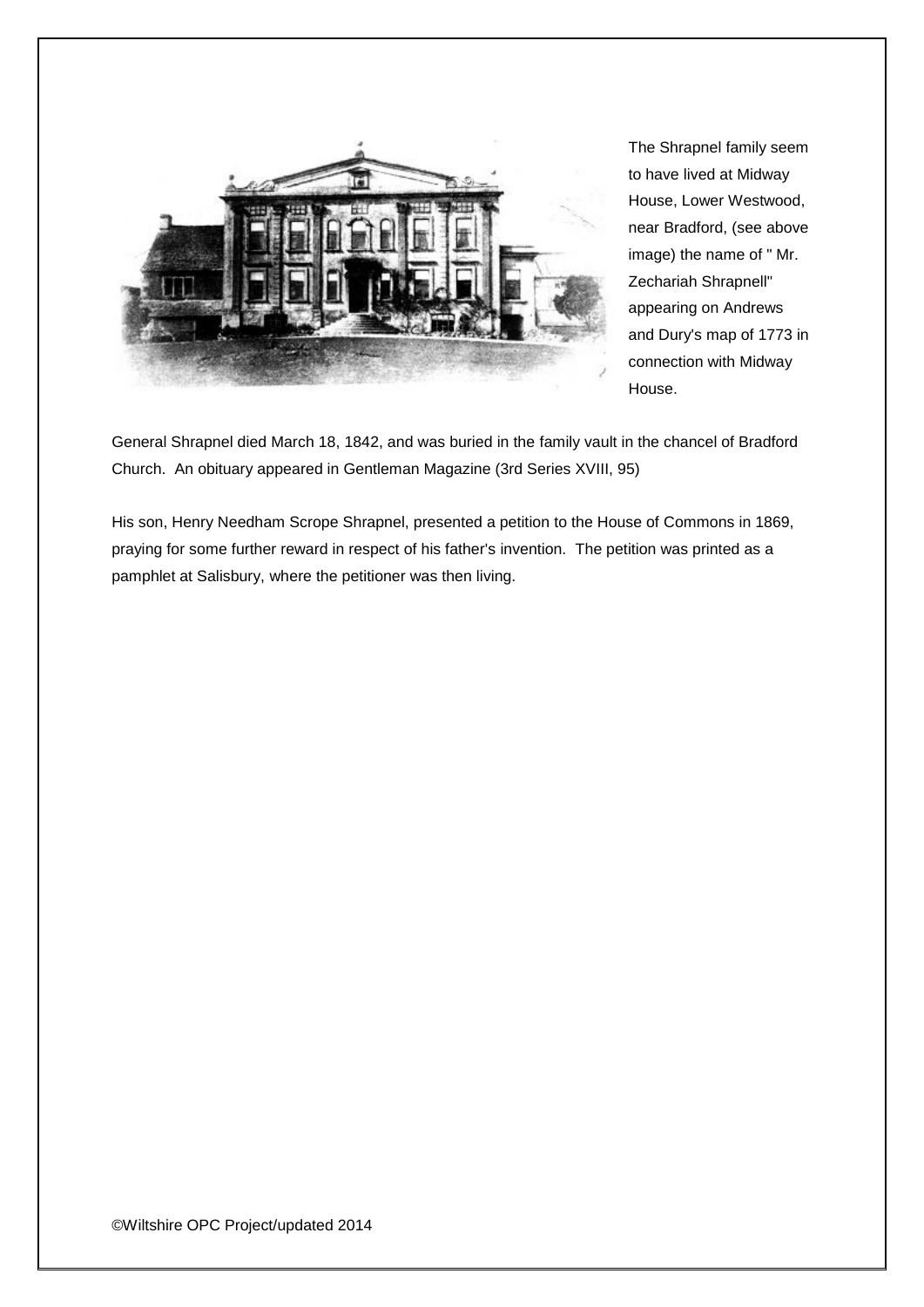The Shrapnel family seem to have lived at Midway House, Lower Westwood, near Bradford, (see above image) the name of " Mr. Zechariah Shrapnell" appearing on Andrews and Dury's map of 1773 in connection with Midway House.

General Shrapnel died March 18, 1842, and was buried in the family vault in the chancel of Bradford Church. An obituary appeared in Gentleman Magazine (3rd Series XVIII, 95)

His son, Henry Needham Scrope Shrapnel, presented a petition to the House of Commons in 1869, praying for some further reward in respect of his father's invention. The petition was printed as a pamphlet at Salisbury, where the petitioner was then living.

©Wiltshire OPC Project/updated 2014